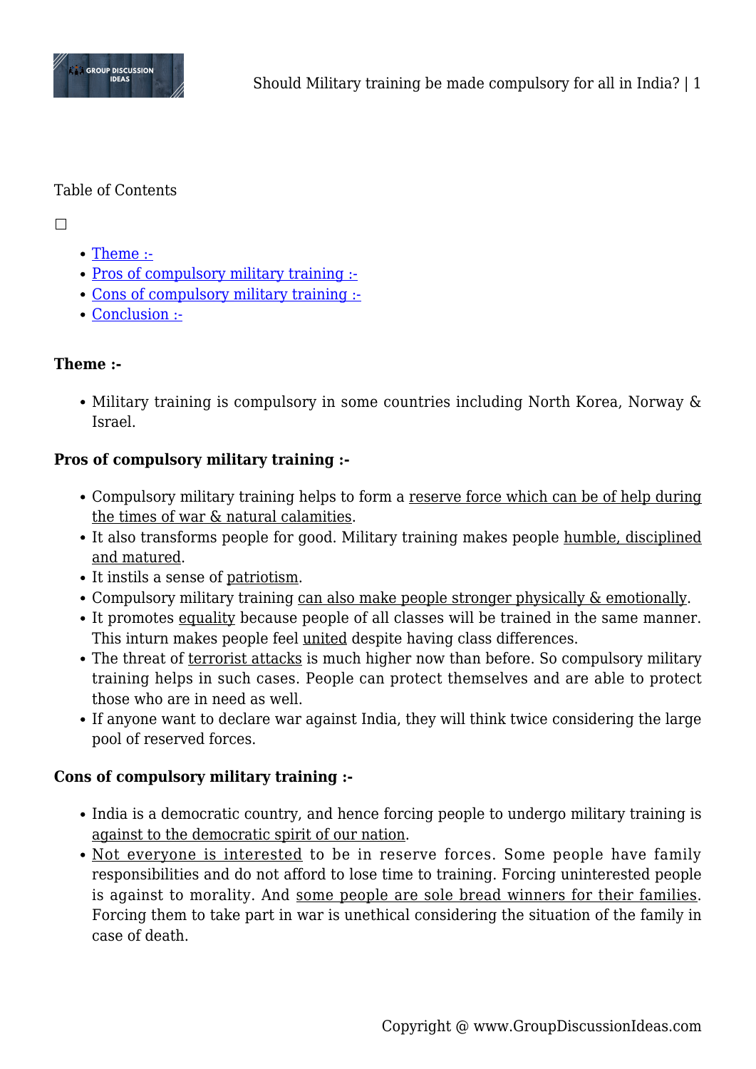Table of Contents

☐

- Theme :-
- Pros of compulsory military training :-
- Cons of compulsory military training :-
- Conclusion :-

**Theme :-**

- Military training is compulsory in some countries including North Korea, Norway & Israel.

**Pros of compulsory military training :-**

- Compulsory military training helps to form a reserve force which can be of help during the times of war & natural calamities.
- It also transforms people for good. Military training makes people humble, disciplined and matured.
- It instils a sense of patriotism.
- Compulsory military training can also make people stronger physically & emotionally.
- It promotes equality because people of all classes will be trained in the same manner. This inturn makes people feel united despite having class differences.
- The threat of terrorist attacks is much higher now than before. So compulsory military training helps in such cases. People can protect themselves and are able to protect those who are in need as well.
- If anyone want to declare war against India, they will think twice considering the large pool of reserved forces.

**Cons of compulsory military training :-**

- India is a democratic country, and hence forcing people to undergo military training is against to the democratic spirit of our nation.
- Not everyone is interested to be in reserve forces. Some people have family responsibilities and do not afford to lose time to training. Forcing uninterested people is against to morality. And some people are sole bread winners for their families. Forcing them to take part in war is unethical considering the situation of the family in case of death.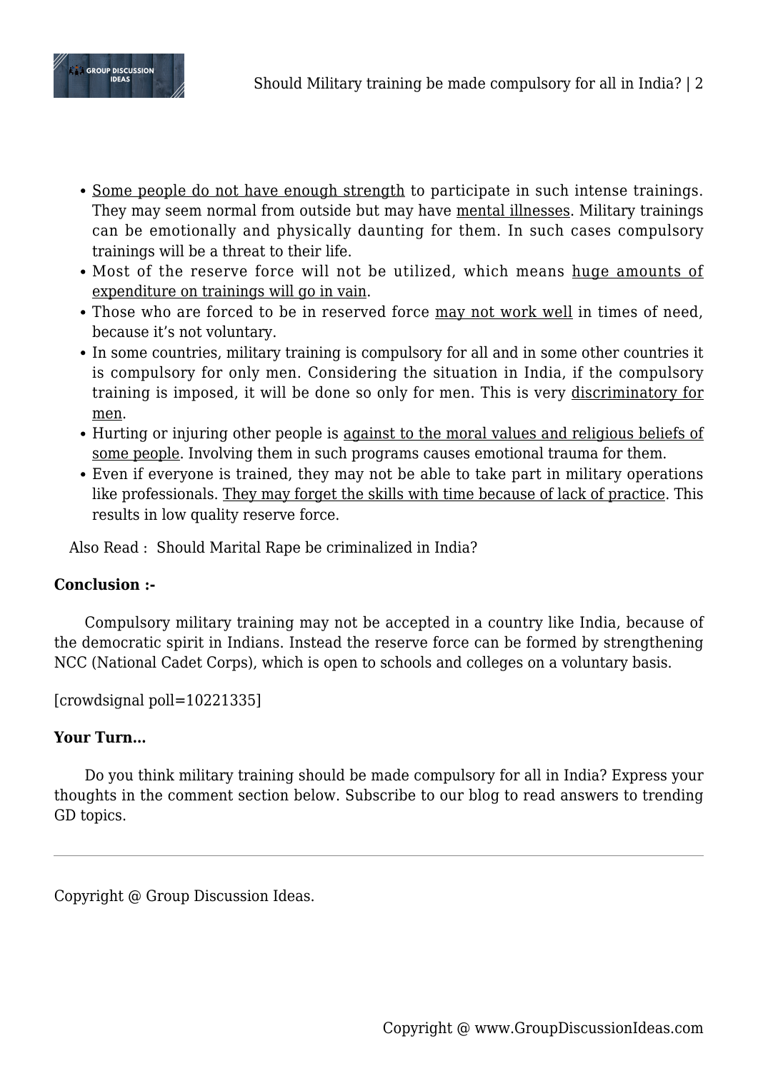- Some people do not have enough strength to participate in such intense trainings. They may seem normal from outside but may have mental illnesses. Military trainings can be emotionally and physically daunting for them. In such cases compulsory trainings will be a threat to their life.
- Most of the reserve force will not be utilized, which means huge amounts of expenditure on trainings will go in vain.
- Those who are forced to be in reserved force may not work well in times of need, because it's not voluntary.
- In some countries, military training is compulsory for all and in some other countries it is compulsory for only men. Considering the situation in India, if the compulsory training is imposed, it will be done so only for men. This is very discriminatory for men.
- Hurting or injuring other people is against to the moral values and religious beliefs of some people. Involving them in such programs causes emotional trauma for them.
- Even if everyone is trained, they may not be able to take part in military operations like professionals. They may forget the skills with time because of lack of practice. This results in low quality reserve force.

Also Read : Should Marital Rape be criminalized in India?

**Conclusion :-**

Compulsory military training may not be accepted in a country like India, because of the democratic spirit in Indians. Instead the reserve force can be formed by strengthening NCC (National Cadet Corps), which is open to schools and colleges on a voluntary basis.

[crowdsignal poll=10221335]

**Your Turn…**

Do you think military training should be made compulsory for all in India? Express your thoughts in the comment section below. Subscribe to our blog to read answers to trending GD topics.

---

Copyright @ Group Discussion Ideas.